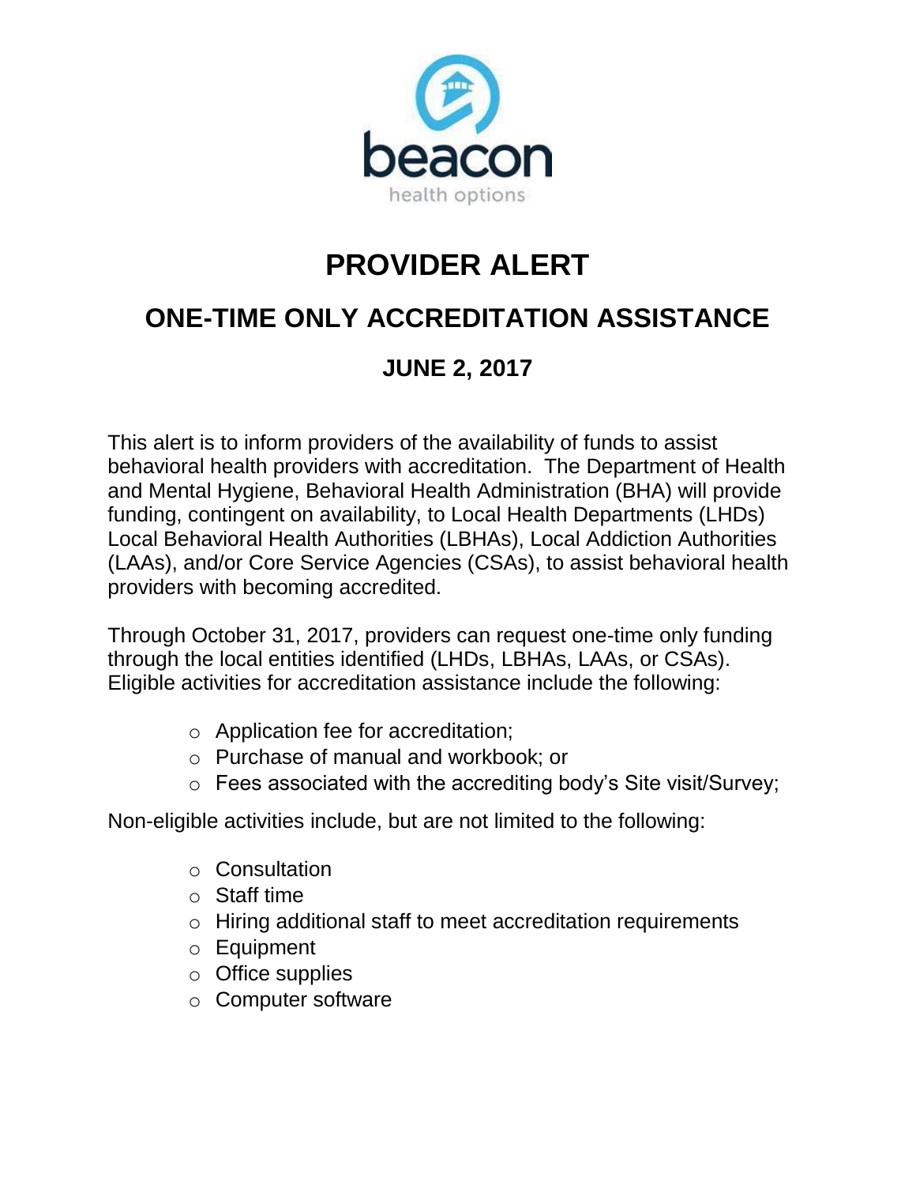beacon

health options

# PROVIDER ALERT

## ONE-TIME ONLY ACCREDITATION ASSISTANCE

### JUNE 2, 2017

This alert is to inform providers of the availability of funds to assist behavioral health providers with accreditation. The Department of Health and Mental Hygiene, Behavioral Health Administration (BHA) will provide funding, contingent on availability, to Local Health Departments (LHDs) Local Behavioral Health Authorities (LBHAs), Local Addiction Authorities (LAAs), and/or Core Service Agencies (CSAs), to assist behavioral health providers with becoming accredited.

Through October 31, 2017, providers can request one-time only funding through the local entities identified (LHDs, LBHAs, LAAs, or CSAs). Eligible activities for accreditation assistance include the following:

- Application fee for accreditation;
- Purchase of manual and workbook; or
- Fees associated with the accrediting body's Site visit/Survey;

Non-eligible activities include, but are not limited to the following:

- Consultation
- Staff time
- Hiring additional staff to meet accreditation requirements
- Equipment
- Office supplies
- Computer software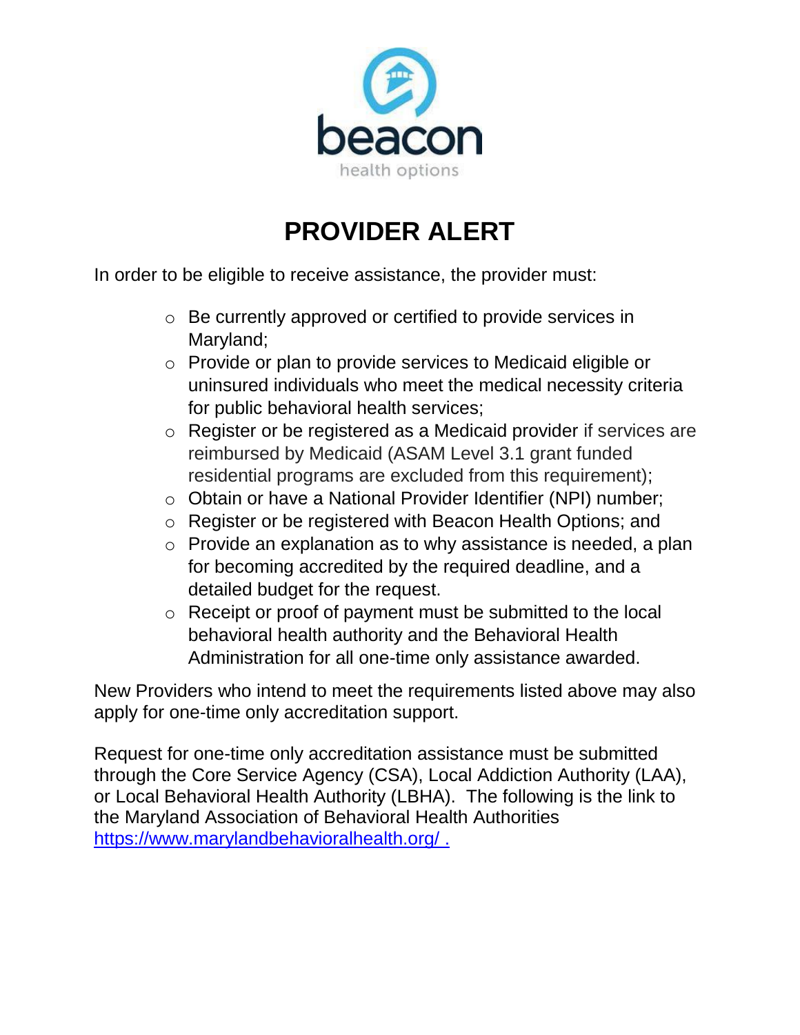# PROVIDER ALERT

In order to be eligible to receive assistance, the provider must:

- Be currently approved or certified to provide services in Maryland;
- Provide or plan to provide services to Medicaid eligible or uninsured individuals who meet the medical necessity criteria for public behavioral health services;
- Register or be registered as a Medicaid provider if services are reimbursed by Medicaid (ASAM Level 3.1 grant funded residential programs are excluded from this requirement);
- Obtain or have a National Provider Identifier (NPI) number;
- Register or be registered with Beacon Health Options; and
- Provide an explanation as to why assistance is needed, a plan for becoming accredited by the required deadline, and a detailed budget for the request.
- Receipt or proof of payment must be submitted to the local behavioral health authority and the Behavioral Health Administration for all one-time only assistance awarded.

New Providers who intend to meet the requirements listed above may also apply for one-time only accreditation support.

Request for one-time only accreditation assistance must be submitted through the Core Service Agency (CSA), Local Addiction Authority (LAA), or Local Behavioral Health Authority (LBHA). The following is the link to the Maryland Association of Behavioral Health Authorities https://www.marylandbehavioralhealth.org/ .